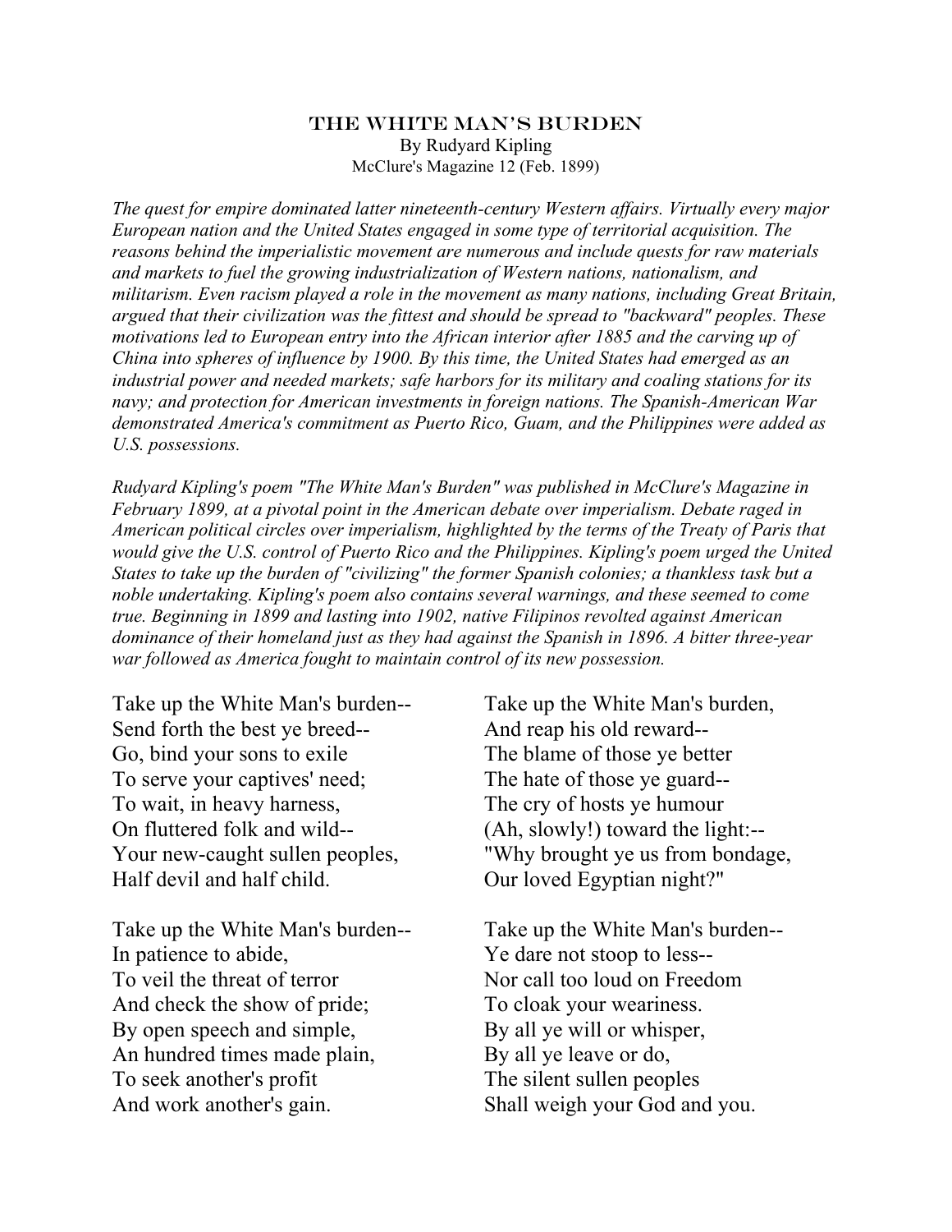# The White Man's Burden

By Rudyard Kipling

McClure's Magazine 12 (Feb. 1899)

*The quest for empire dominated latter nineteenth-century Western affairs. Virtually every major European nation and the United States engaged in some type of territorial acquisition. The reasons behind the imperialistic movement are numerous and include quests for raw materials and markets to fuel the growing industrialization of Western nations, nationalism, and militarism. Even racism played a role in the movement as many nations, including Great Britain, argued that their civilization was the fittest and should be spread to "backward" peoples. These motivations led to European entry into the African interior after 1885 and the carving up of China into spheres of influence by 1900. By this time, the United States had emerged as an industrial power and needed markets; safe harbors for its military and coaling stations for its navy; and protection for American investments in foreign nations. The Spanish-American War demonstrated America's commitment as Puerto Rico, Guam, and the Philippines were added as U.S. possessions.*

*Rudyard Kipling's poem "The White Man's Burden" was published in McClure's Magazine in February 1899, at a pivotal point in the American debate over imperialism. Debate raged in American political circles over imperialism, highlighted by the terms of the Treaty of Paris that would give the U.S. control of Puerto Rico and the Philippines. Kipling's poem urged the United States to take up the burden of "civilizing" the former Spanish colonies; a thankless task but a noble undertaking. Kipling's poem also contains several warnings, and these seemed to come true. Beginning in 1899 and lasting into 1902, native Filipinos revolted against American dominance of their homeland just as they had against the Spanish in 1896. A bitter three-year war followed as America fought to maintain control of its new possession.*

Take up the White Man's burden--  
Send forth the best ye breed--  
Go, bind your sons to exile  
To serve your captives' need;  
To wait, in heavy harness,  
On fluttered folk and wild--  
Your new-caught sullen peoples,  
Half devil and half child.

Take up the White Man's burden--  
In patience to abide,  
To veil the threat of terror  
And check the show of pride;  
By open speech and simple,  
An hundred times made plain,  
To seek another's profit  
And work another's gain.

Take up the White Man's burden,  
And reap his old reward--  
The blame of those ye better  
The hate of those ye guard--  
The cry of hosts ye humour  
(Ah, slowly!) toward the light:--  
"Why brought ye us from bondage,  
Our loved Egyptian night?"

Take up the White Man's burden--  
Ye dare not stoop to less--  
Nor call too loud on Freedom  
To cloak your weariness.  
By all ye will or whisper,  
By all ye leave or do,  
The silent sullen peoples  
Shall weigh your God and you.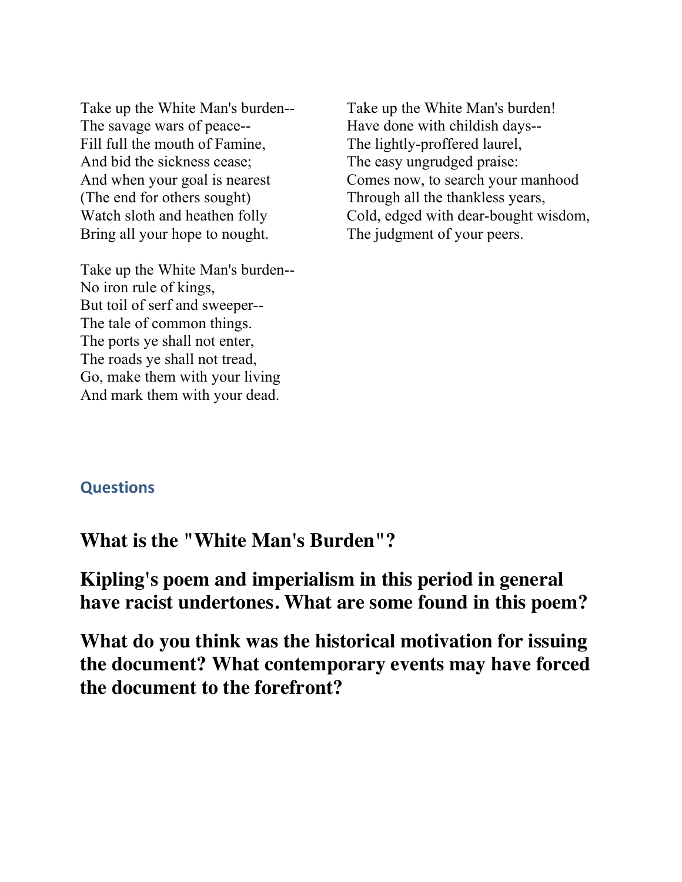Take up the White Man's burden--
The savage wars of peace--
Fill full the mouth of Famine,
And bid the sickness cease;
And when your goal is nearest
(The end for others sought)
Watch sloth and heathen folly
Bring all your hope to nought.

Take up the White Man's burden--
No iron rule of kings,
But toil of serf and sweeper--
The tale of common things.
The ports ye shall not enter,
The roads ye shall not tread,
Go, make them with your living
And mark them with your dead.

Take up the White Man's burden!
Have done with childish days--
The lightly-proffered laurel,
The easy ungrudged praise:
Comes now, to search your manhood
Through all the thankless years,
Cold, edged with dear-bought wisdom,
The judgment of your peers.

## Questions

**What is the "White Man's Burden"?**

**Kipling's poem and imperialism in this period in general have racist undertones. What are some found in this poem?**

**What do you think was the historical motivation for issuing the document? What contemporary events may have forced the document to the forefront?**